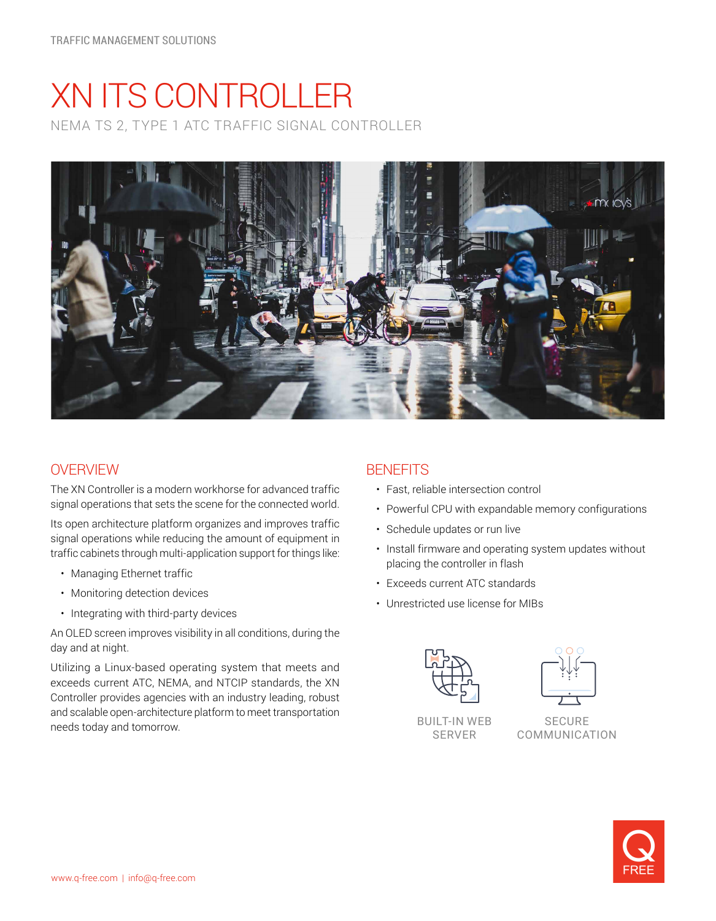TRAFFIC MANAGEMENT SOLUTIONS

# XN ITS CONTROLLER

NEMA TS 2, TYPE 1 ATC TRAFFIC SIGNAL CONTROLLER

## OVERVIEW

The XN Controller is a modern workhorse for advanced traffic signal operations that sets the scene for the connected world.

Its open architecture platform organizes and improves traffic signal operations while reducing the amount of equipment in traffic cabinets through multi-application support for things like:

- Managing Ethernet traffic
- Monitoring detection devices
- Integrating with third-party devices

An OLED screen improves visibility in all conditions, during the day and at night.

Utilizing a Linux-based operating system that meets and exceeds current ATC, NEMA, and NTCIP standards, the XN Controller provides agencies with an industry leading, robust and scalable open-architecture platform to meet transportation needs today and tomorrow.

## BENEFITS

- Fast, reliable intersection control
- Powerful CPU with expandable memory configurations
- Schedule updates or run live
- Install firmware and operating system updates without placing the controller in flash
- Exceeds current ATC standards
- Unrestricted use license for MIBs

BUILT-IN WEB SERVER

SECURE COMMUNICATION

www.q-free.com | info@q-free.com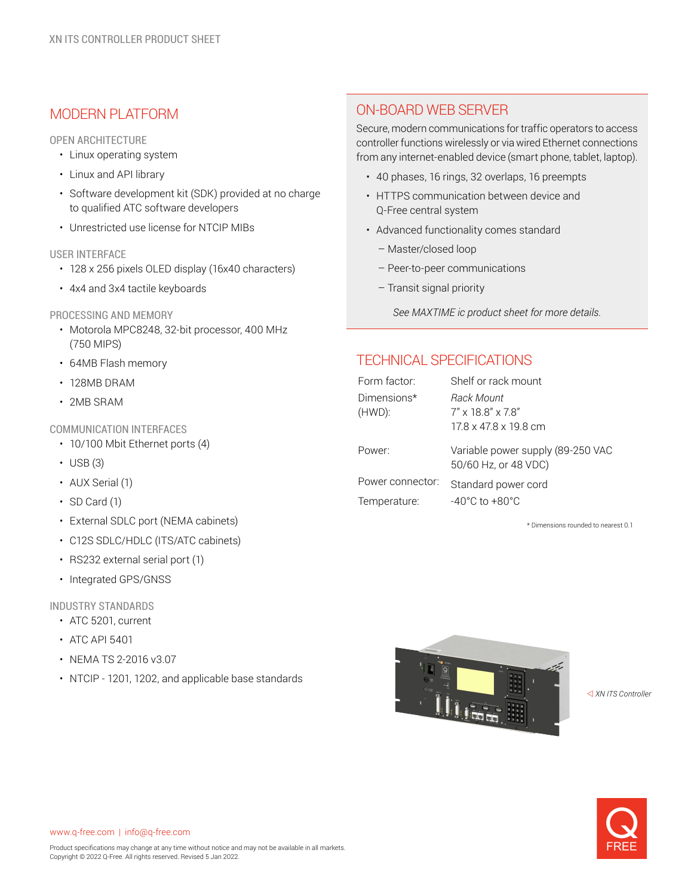## MODERN PLATFORM

### OPEN ARCHITECTURE

- Linux operating system
- Linux and API library
- Software development kit (SDK) provided at no charge to qualified ATC software developers
- Unrestricted use license for NTCIP MIBs

### USER INTERFACE

- 128 x 256 pixels OLED display (16x40 characters)
- 4x4 and 3x4 tactile keyboards

### PROCESSING AND MEMORY

- Motorola MPC8248, 32-bit processor, 400 MHz (750 MIPS)
- 64MB Flash memory
- 128MB DRAM
- 2MB SRAM

### COMMUNICATION INTERFACES

- 10/100 Mbit Ethernet ports (4)
- USB (3)
- AUX Serial (1)
- SD Card (1)
- External SDLC port (NEMA cabinets)
- C12S SDLC/HDLC (ITS/ATC cabinets)
- RS232 external serial port (1)
- Integrated GPS/GNSS

### INDUSTRY STANDARDS

- ATC 5201, current
- ATC API 5401
- NEMA TS 2-2016 v3.07
- NTCIP - 1201, 1202, and applicable base standards

## ON-BOARD WEB SERVER

Secure, modern communications for traffic operators to access controller functions wirelessly or via wired Ethernet connections from any internet-enabled device (smart phone, tablet, laptop).

- 40 phases, 16 rings, 32 overlaps, 16 preempts
- HTTPS communication between device and Q-Free central system
- Advanced functionality comes standard
  - Master/closed loop
  - Peer-to-peer communications
  - Transit signal priority

*See MAXTIME ic product sheet for more details.*

## TECHNICAL SPECIFICATIONS

| | |
|---|---|
| Form factor: | Shelf or rack mount |
| Dimensions* (HWD): | *Rack Mount* 7″ x 18.8″ x 7.8″ 17.8 x 47.8 x 19.8 cm |
| Power: | Variable power supply (89-250 VAC 50/60 Hz, or 48 VDC) |
| Power connector: | Standard power cord |
| Temperature: | -40°C to +80°C |

\* Dimensions rounded to nearest 0.1

*XN ITS Controller*

www.q-free.com | info@q-free.com

Product specifications may change at any time without notice and may not be available in all markets.
Copyright © 2022 Q-Free. All rights reserved. Revised 5 Jan 2022.